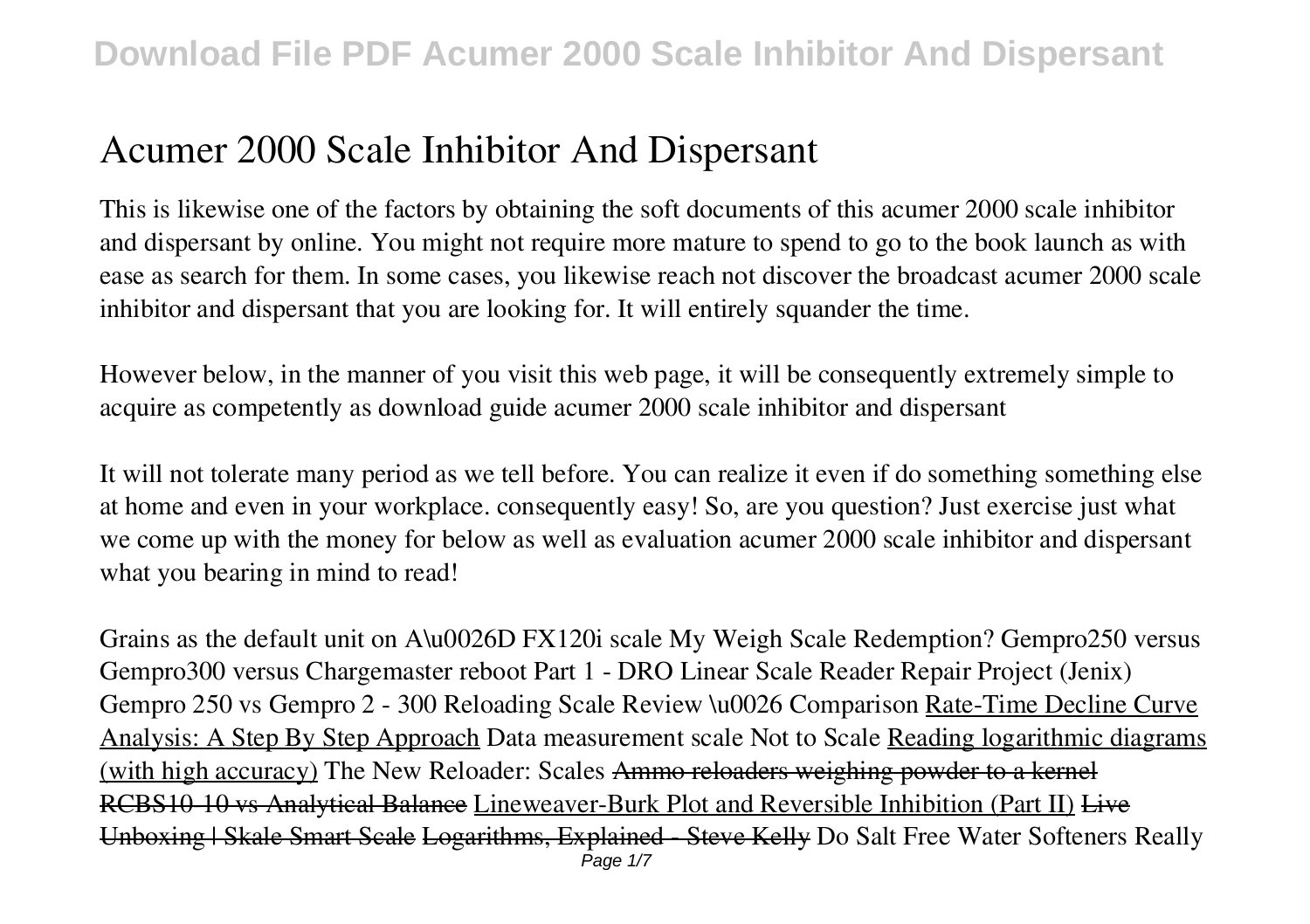# Acumer 2000 Scale Inhibitor And Dispersant

This is likewise one of the factors by obtaining the soft documents of this acumer 2000 scale inhibitor and dispersant by online. You might not require more mature to spend to go to the book launch as with ease as search for them. In some cases, you likewise reach not discover the broadcast acumer 2000 scale inhibitor and dispersant that you are looking for. It will entirely squander the time.

However below, in the manner of you visit this web page, it will be consequently extremely simple to acquire as competently as download guide acumer 2000 scale inhibitor and dispersant

It will not tolerate many period as we tell before. You can realize it even if do something something else at home and even in your workplace. consequently easy! So, are you question? Just exercise just what we come up with the money for below as well as evaluation acumer 2000 scale inhibitor and dispersant what you bearing in mind to read!

*Grains as the default unit on A\u0026D FX120i scale My Weigh Scale Redemption? Gempro250 versus Gempro300 versus Chargemaster reboot Part 1 - DRO Linear Scale Reader Repair Project (Jenix) Gempro 250 vs Gempro 2 - 300 Reloading Scale Review \u0026 Comparison* Rate-Time Decline Curve Analysis: A Step By Step Approach *Data measurement scale Not to Scale* Reading logarithmic diagrams (with high accuracy) *The New Reloader: Scales* ~~Ammo reloaders weighing powder to a kernel RCBS10-10 vs Analytical Balance~~ Lineweaver-Burk Plot and Reversible Inhibition (Part II) ~~Live~~ Unboxing | Skale Smart Scale Logarithms, Explained - Steve Kelly *Do Salt Free Water Softeners Really*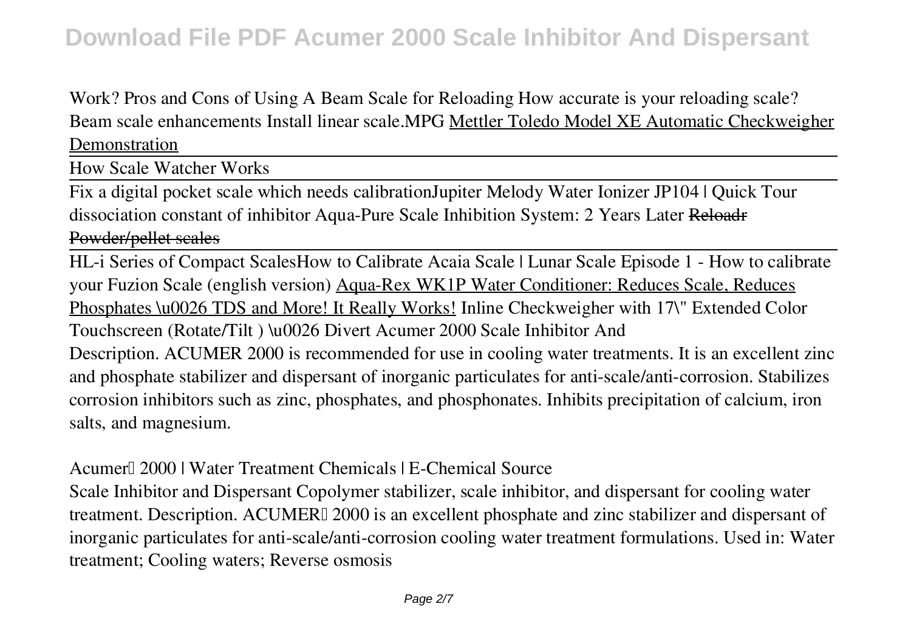Work? Pros and Cons of Using A Beam Scale for Reloading How accurate is your reloading scale? Beam scale enhancements Install linear scale.MPG Mettler Toledo Model XE Automatic Checkweigher Demonstration

How Scale Watcher Works

Fix a digital pocket scale which needs calibrationJupiter Melody Water Ionizer JP104 | Quick Tour dissociation constant of inhibitor Aqua-Pure Scale Inhibition System: 2 Years Later ~~Reloadr Powder/pellet scales~~

HL-i Series of Compact ScalesHow to Calibrate Acaia Scale | Lunar Scale Episode 1 - How to calibrate your Fuzion Scale (english version) Aqua-Rex WK1P Water Conditioner: Reduces Scale, Reduces Phosphates \u0026 TDS and More! It Really Works! Inline Checkweigher with 17\" Extended Color Touchscreen (Rotate/Tilt ) \u0026 Divert Acumer 2000 Scale Inhibitor And

Description. ACUMER 2000 is recommended for use in cooling water treatments. It is an excellent zinc and phosphate stabilizer and dispersant of inorganic particulates for anti-scale/anti-corrosion. Stabilizes corrosion inhibitors such as zinc, phosphates, and phosphonates. Inhibits precipitation of calcium, iron salts, and magnesium.

Acumer™ 2000 | Water Treatment Chemicals | E-Chemical Source

Scale Inhibitor and Dispersant Copolymer stabilizer, scale inhibitor, and dispersant for cooling water treatment. Description. ACUMER™ 2000 is an excellent phosphate and zinc stabilizer and dispersant of inorganic particulates for anti-scale/anti-corrosion cooling water treatment formulations. Used in: Water treatment; Cooling waters; Reverse osmosis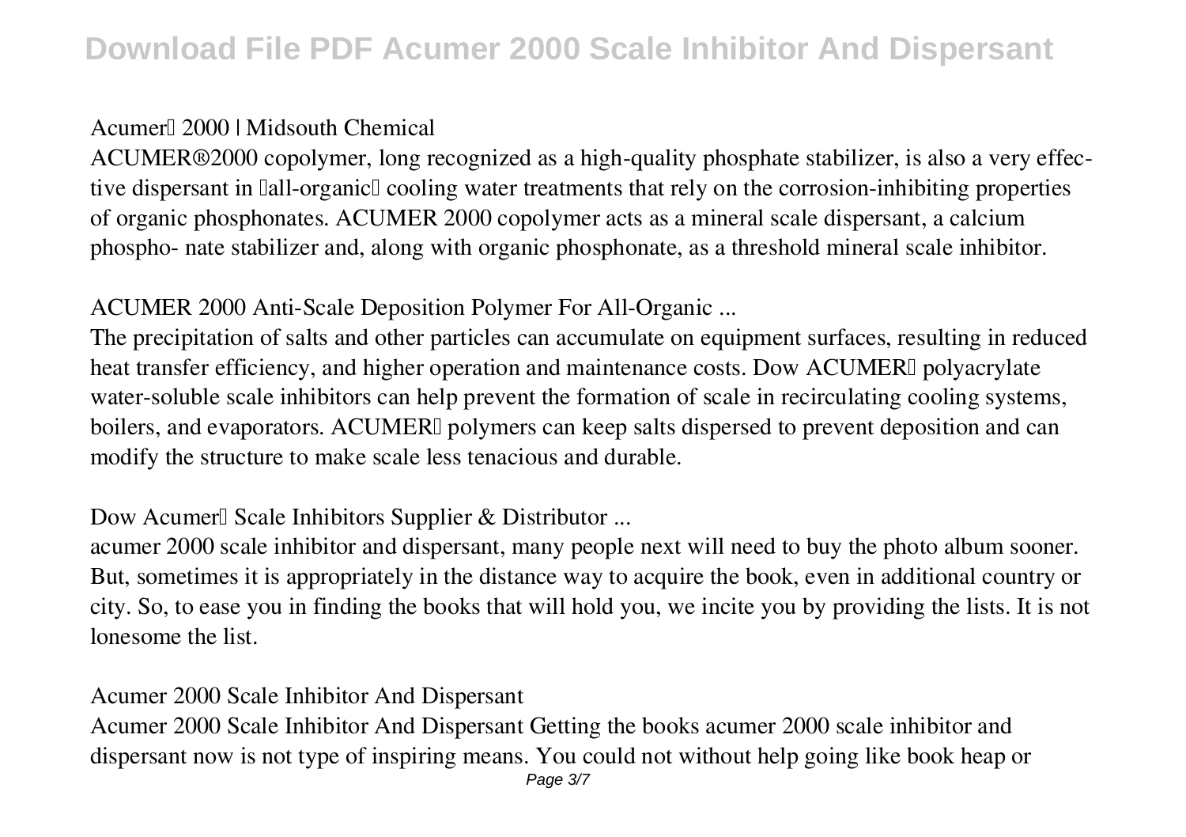## Acumer™ 2000 | Midsouth Chemical

ACUMER®2000 copolymer, long recognized as a high-quality phosphate stabilizer, is also a very effective dispersant in "all-organic" cooling water treatments that rely on the corrosion-inhibiting properties of organic phosphonates. ACUMER 2000 copolymer acts as a mineral scale dispersant, a calcium phospho- nate stabilizer and, along with organic phosphonate, as a threshold mineral scale inhibitor.

## ACUMER 2000 Anti-Scale Deposition Polymer For All-Organic ...

The precipitation of salts and other particles can accumulate on equipment surfaces, resulting in reduced heat transfer efficiency, and higher operation and maintenance costs. Dow ACUMER™ polyacrylate water-soluble scale inhibitors can help prevent the formation of scale in recirculating cooling systems, boilers, and evaporators. ACUMER™ polymers can keep salts dispersed to prevent deposition and can modify the structure to make scale less tenacious and durable.

## Dow Acumer™ Scale Inhibitors Supplier & Distributor ...

acumer 2000 scale inhibitor and dispersant, many people next will need to buy the photo album sooner. But, sometimes it is appropriately in the distance way to acquire the book, even in additional country or city. So, to ease you in finding the books that will hold you, we incite you by providing the lists. It is not lonesome the list.

## Acumer 2000 Scale Inhibitor And Dispersant

Acumer 2000 Scale Inhibitor And Dispersant Getting the books acumer 2000 scale inhibitor and dispersant now is not type of inspiring means. You could not without help going like book heap or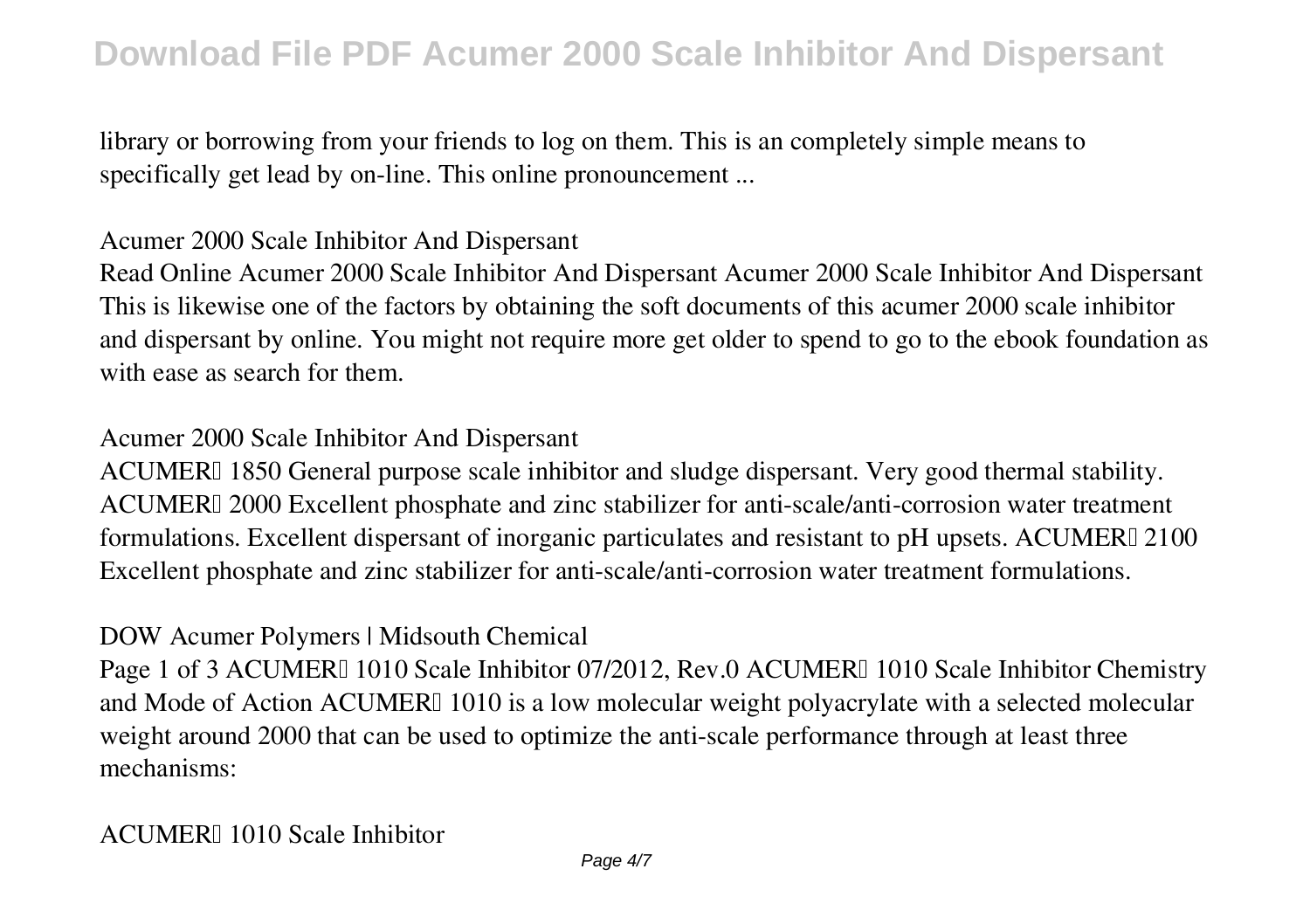library or borrowing from your friends to log on them. This is an completely simple means to specifically get lead by on-line. This online pronouncement ...

## Acumer 2000 Scale Inhibitor And Dispersant

Read Online Acumer 2000 Scale Inhibitor And Dispersant Acumer 2000 Scale Inhibitor And Dispersant This is likewise one of the factors by obtaining the soft documents of this acumer 2000 scale inhibitor and dispersant by online. You might not require more get older to spend to go to the ebook foundation as with ease as search for them.

## Acumer 2000 Scale Inhibitor And Dispersant

ACUMER™ 1850 General purpose scale inhibitor and sludge dispersant. Very good thermal stability. ACUMER™ 2000 Excellent phosphate and zinc stabilizer for anti-scale/anti-corrosion water treatment formulations. Excellent dispersant of inorganic particulates and resistant to pH upsets. ACUMER™ 2100 Excellent phosphate and zinc stabilizer for anti-scale/anti-corrosion water treatment formulations.

## DOW Acumer Polymers | Midsouth Chemical

Page 1 of 3 ACUMER™ 1010 Scale Inhibitor 07/2012, Rev.0 ACUMER™ 1010 Scale Inhibitor Chemistry and Mode of Action ACUMER™ 1010 is a low molecular weight polyacrylate with a selected molecular weight around 2000 that can be used to optimize the anti-scale performance through at least three mechanisms:

## ACUMER™ 1010 Scale Inhibitor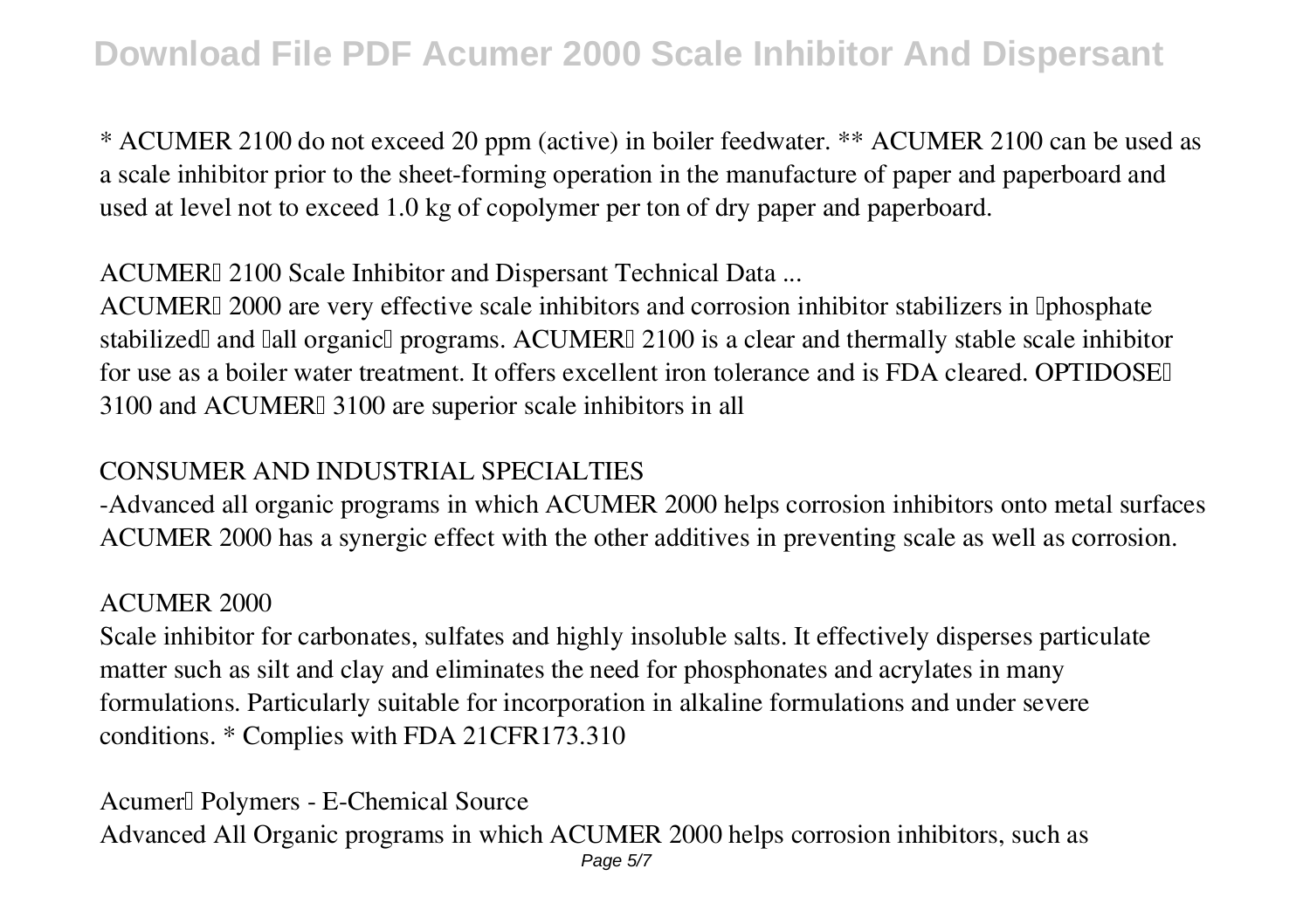* ACUMER 2100 do not exceed 20 ppm (active) in boiler feedwater. ** ACUMER 2100 can be used as a scale inhibitor prior to the sheet-forming operation in the manufacture of paper and paperboard and used at level not to exceed 1.0 kg of copolymer per ton of dry paper and paperboard.

**ACUMER™ 2100 Scale Inhibitor and Dispersant Technical Data ...**

ACUMER™ 2000 are very effective scale inhibitors and corrosion inhibitor stabilizers in "phosphate stabilized" and "all organic" programs. ACUMER™ 2100 is a clear and thermally stable scale inhibitor for use as a boiler water treatment. It offers excellent iron tolerance and is FDA cleared. OPTIDOSE™ 3100 and ACUMER™ 3100 are superior scale inhibitors in all

**CONSUMER AND INDUSTRIAL SPECIALTIES**

-Advanced all organic programs in which ACUMER 2000 helps corrosion inhibitors onto metal surfaces ACUMER 2000 has a synergic effect with the other additives in preventing scale as well as corrosion.

**ACUMER 2000**

Scale inhibitor for carbonates, sulfates and highly insoluble salts. It effectively disperses particulate matter such as silt and clay and eliminates the need for phosphonates and acrylates in many formulations. Particularly suitable for incorporation in alkaline formulations and under severe conditions. * Complies with FDA 21CFR173.310

**Acumer™ Polymers - E-Chemical Source**

Advanced All Organic programs in which ACUMER 2000 helps corrosion inhibitors, such as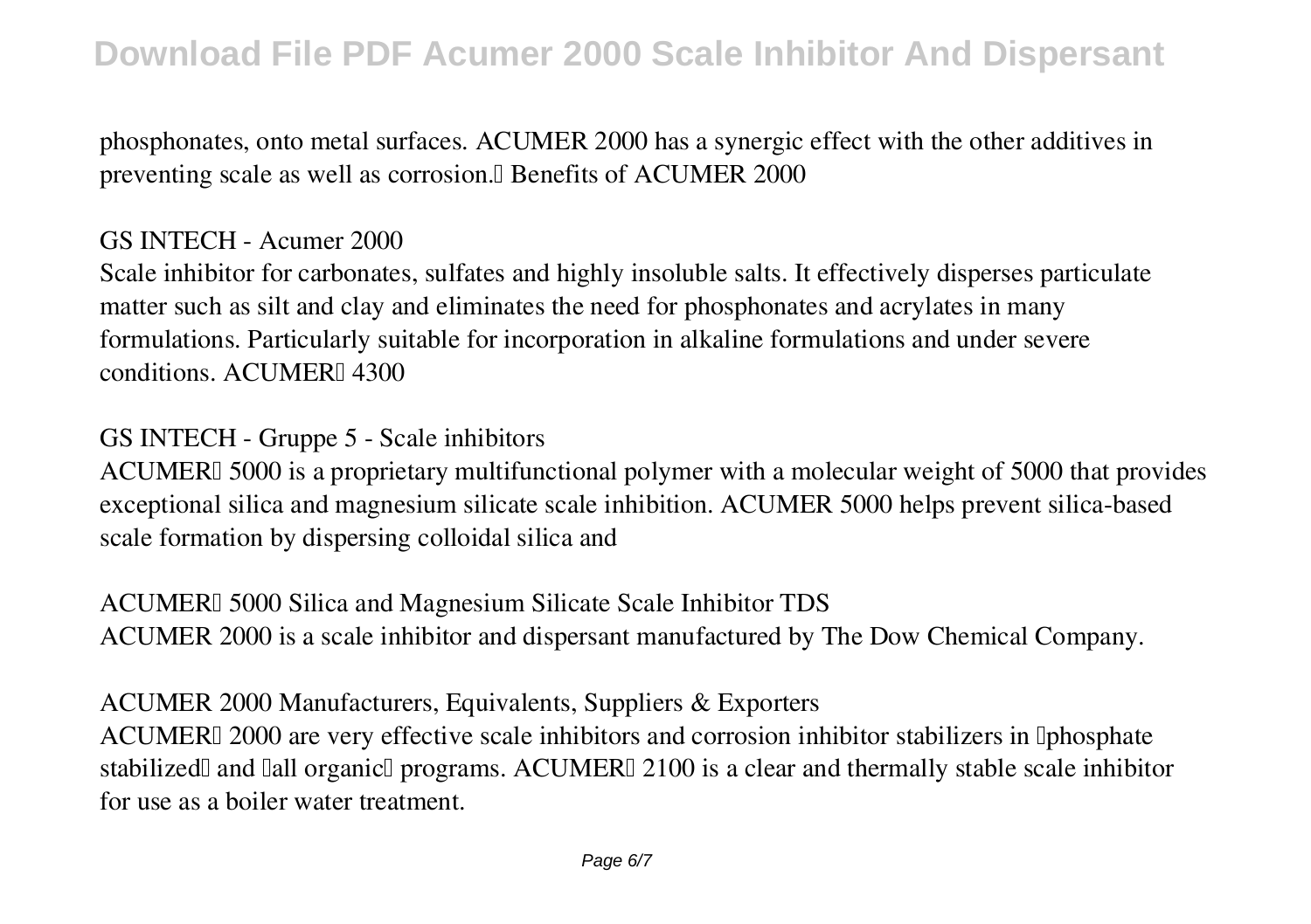phosphonates, onto metal surfaces. ACUMER 2000 has a synergic effect with the other additives in preventing scale as well as corrosion.” Benefits of ACUMER 2000

**GS INTECH - Acumer 2000**

Scale inhibitor for carbonates, sulfates and highly insoluble salts. It effectively disperses particulate matter such as silt and clay and eliminates the need for phosphonates and acrylates in many formulations. Particularly suitable for incorporation in alkaline formulations and under severe conditions. ACUMER™ 4300

**GS INTECH - Gruppe 5 - Scale inhibitors**

ACUMER™ 5000 is a proprietary multifunctional polymer with a molecular weight of 5000 that provides exceptional silica and magnesium silicate scale inhibition. ACUMER 5000 helps prevent silica-based scale formation by dispersing colloidal silica and

**ACUMER™ 5000 Silica and Magnesium Silicate Scale Inhibitor TDS**

ACUMER 2000 is a scale inhibitor and dispersant manufactured by The Dow Chemical Company.

**ACUMER 2000 Manufacturers, Equivalents, Suppliers & Exporters**

ACUMER™ 2000 are very effective scale inhibitors and corrosion inhibitor stabilizers in “phosphate stabilized” and “all organic” programs. ACUMER™ 2100 is a clear and thermally stable scale inhibitor for use as a boiler water treatment.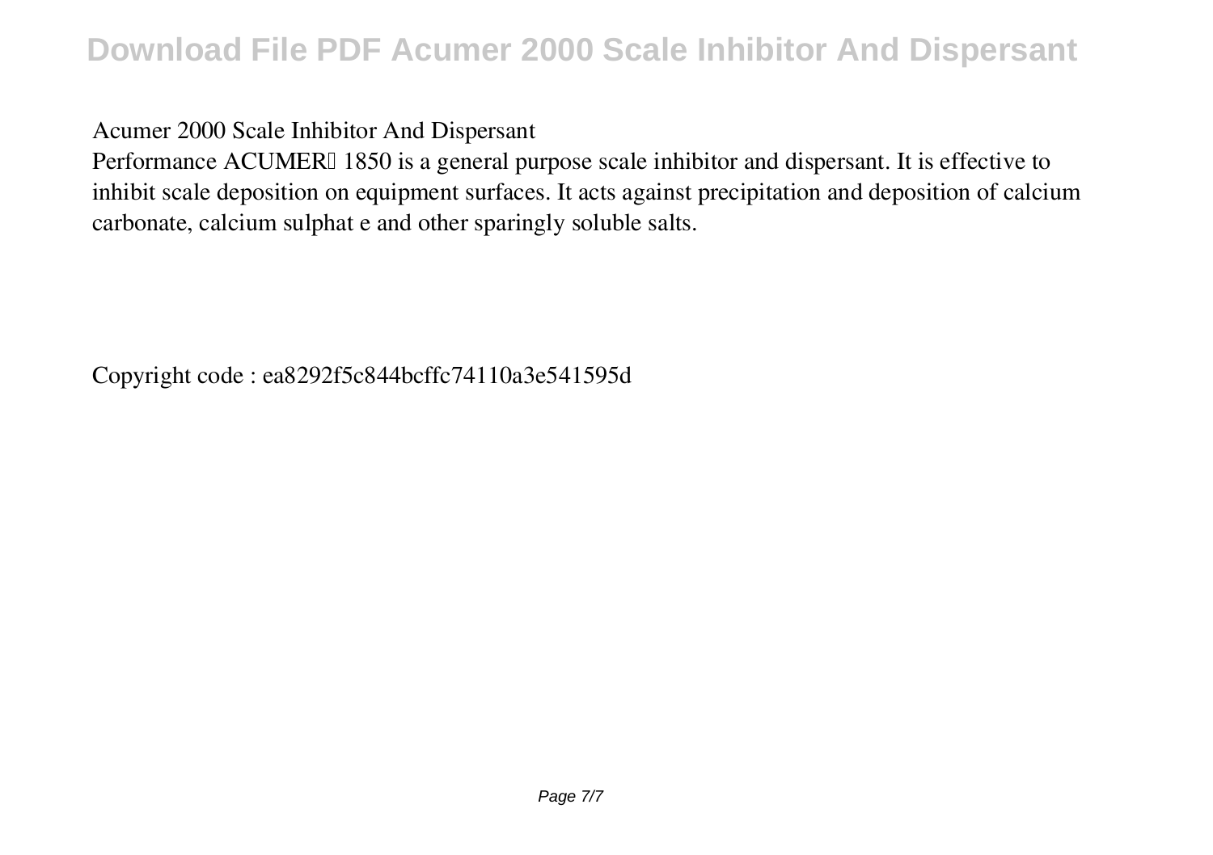Acumer 2000 Scale Inhibitor And Dispersant

Performance ACUMER™ 1850 is a general purpose scale inhibitor and dispersant. It is effective to inhibit scale deposition on equipment surfaces. It acts against precipitation and deposition of calcium carbonate, calcium sulphat e and other sparingly soluble salts.

Copyright code : ea8292f5c844bcffc74110a3e541595d